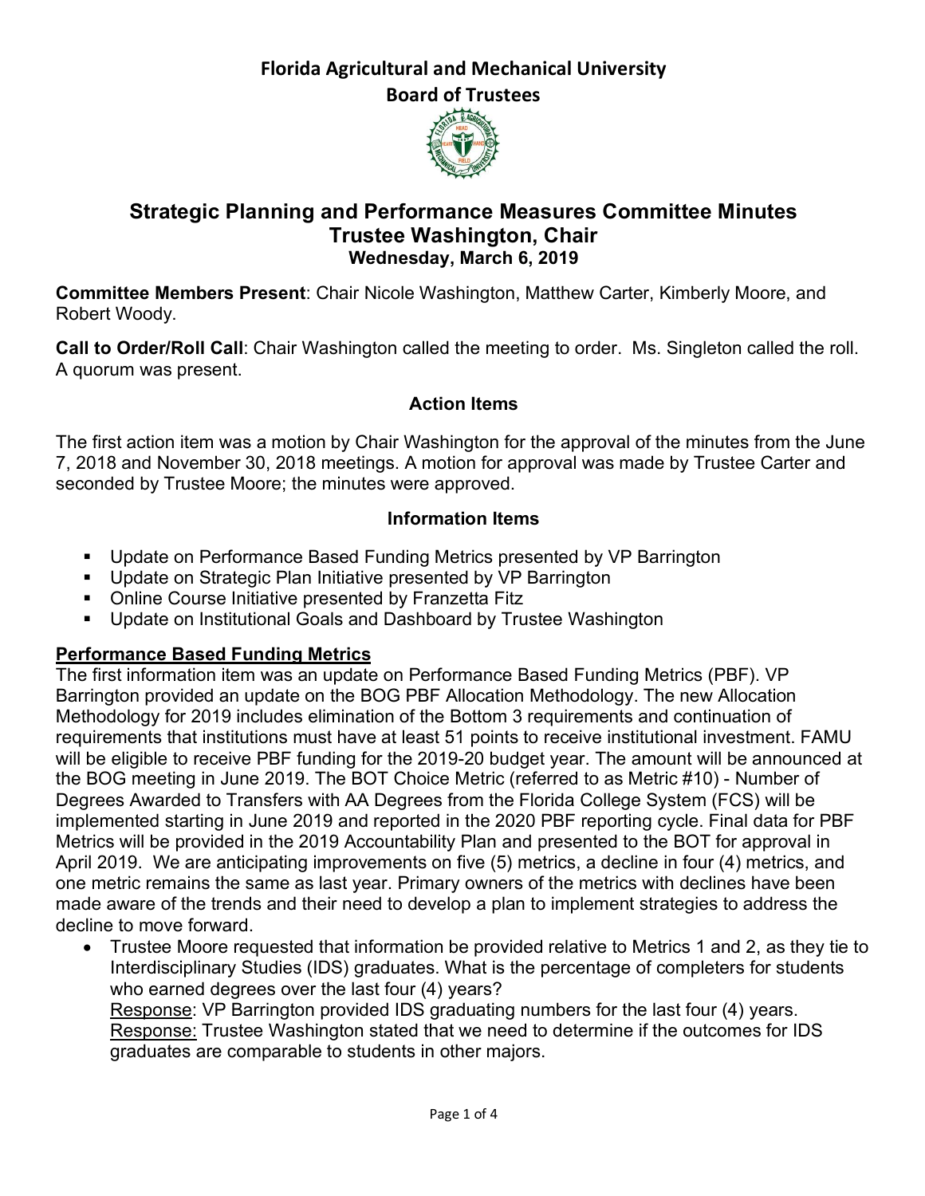**Florida Agricultural and Mechanical University**

**Board of Trustees**

# Strategic Planning and Performance Measures Committee Minutes

## Trustee Washington, Chair

**Wednesday, March 6, 2019**

**Committee Members Present**: Chair Nicole Washington, Matthew Carter, Kimberly Moore, and Robert Woody.

**Call to Order/Roll Call**: Chair Washington called the meeting to order. Ms. Singleton called the roll. A quorum was present.

### Action Items

The first action item was a motion by Chair Washington for the approval of the minutes from the June 7, 2018 and November 30, 2018 meetings. A motion for approval was made by Trustee Carter and seconded by Trustee Moore; the minutes were approved.

### Information Items

- Update on Performance Based Funding Metrics presented by VP Barrington
- Update on Strategic Plan Initiative presented by VP Barrington
- Online Course Initiative presented by Franzetta Fitz
- Update on Institutional Goals and Dashboard by Trustee Washington

**Performance Based Funding Metrics**

The first information item was an update on Performance Based Funding Metrics (PBF). VP Barrington provided an update on the BOG PBF Allocation Methodology. The new Allocation Methodology for 2019 includes elimination of the Bottom 3 requirements and continuation of requirements that institutions must have at least 51 points to receive institutional investment. FAMU will be eligible to receive PBF funding for the 2019-20 budget year. The amount will be announced at the BOG meeting in June 2019. The BOT Choice Metric (referred to as Metric #10) - Number of Degrees Awarded to Transfers with AA Degrees from the Florida College System (FCS) will be implemented starting in June 2019 and reported in the 2020 PBF reporting cycle. Final data for PBF Metrics will be provided in the 2019 Accountability Plan and presented to the BOT for approval in April 2019. We are anticipating improvements on five (5) metrics, a decline in four (4) metrics, and one metric remains the same as last year. Primary owners of the metrics with declines have been made aware of the trends and their need to develop a plan to implement strategies to address the decline to move forward.

- Trustee Moore requested that information be provided relative to Metrics 1 and 2, as they tie to Interdisciplinary Studies (IDS) graduates. What is the percentage of completers for students who earned degrees over the last four (4) years?
  Response: VP Barrington provided IDS graduating numbers for the last four (4) years.
  Response: Trustee Washington stated that we need to determine if the outcomes for IDS graduates are comparable to students in other majors.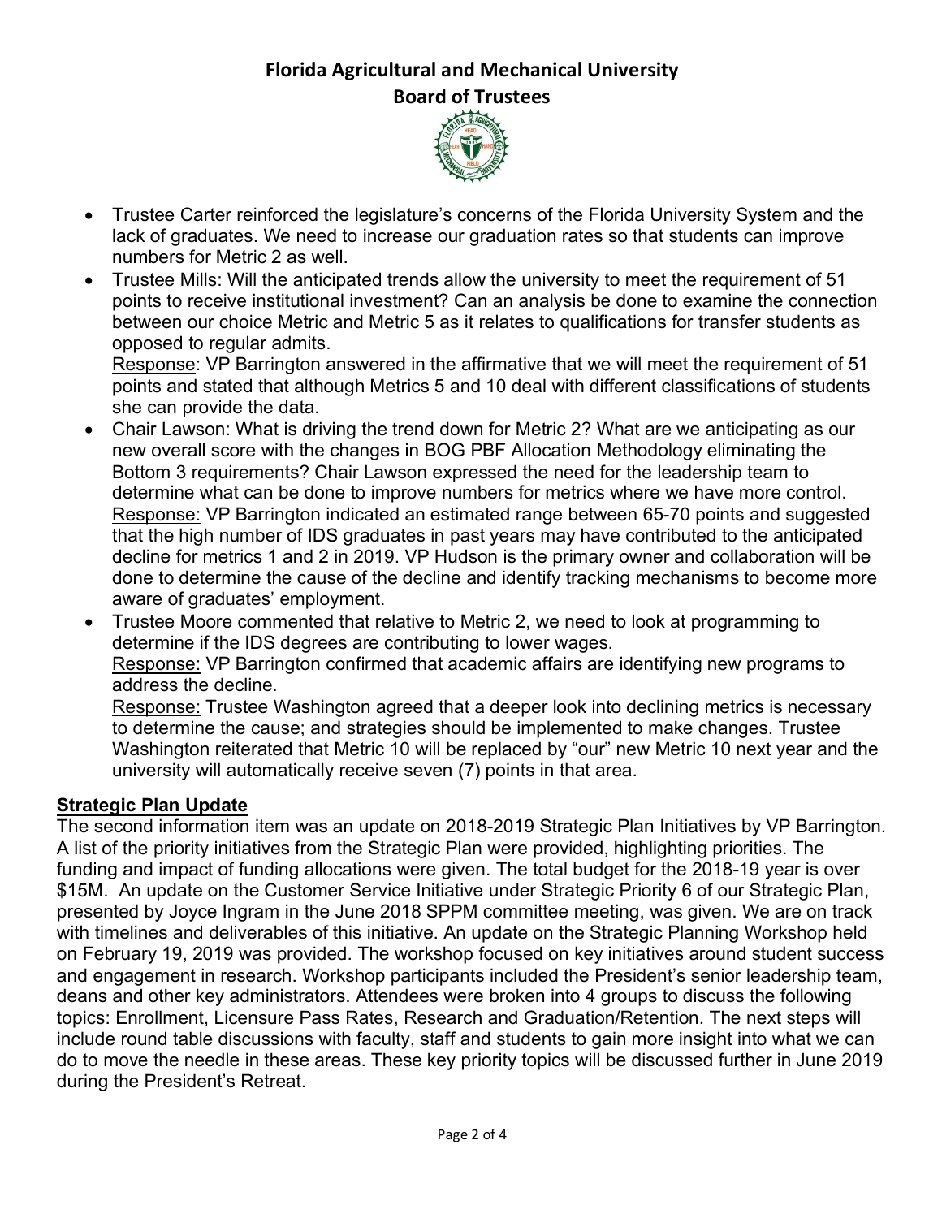- Trustee Carter reinforced the legislature's concerns of the Florida University System and the lack of graduates. We need to increase our graduation rates so that students can improve numbers for Metric 2 as well.
- Trustee Mills: Will the anticipated trends allow the university to meet the requirement of 51 points to receive institutional investment? Can an analysis be done to examine the connection between our choice Metric and Metric 5 as it relates to qualifications for transfer students as opposed to regular admits.
  <u>Response</u>: VP Barrington answered in the affirmative that we will meet the requirement of 51 points and stated that although Metrics 5 and 10 deal with different classifications of students she can provide the data.
- Chair Lawson: What is driving the trend down for Metric 2? What are we anticipating as our new overall score with the changes in BOG PBF Allocation Methodology eliminating the Bottom 3 requirements? Chair Lawson expressed the need for the leadership team to determine what can be done to improve numbers for metrics where we have more control.
  <u>Response:</u> VP Barrington indicated an estimated range between 65-70 points and suggested that the high number of IDS graduates in past years may have contributed to the anticipated decline for metrics 1 and 2 in 2019. VP Hudson is the primary owner and collaboration will be done to determine the cause of the decline and identify tracking mechanisms to become more aware of graduates' employment.
- Trustee Moore commented that relative to Metric 2, we need to look at programming to determine if the IDS degrees are contributing to lower wages.
  <u>Response:</u> VP Barrington confirmed that academic affairs are identifying new programs to address the decline.
  <u>Response:</u> Trustee Washington agreed that a deeper look into declining metrics is necessary to determine the cause; and strategies should be implemented to make changes. Trustee Washington reiterated that Metric 10 will be replaced by "our" new Metric 10 next year and the university will automatically receive seven (7) points in that area.

## <u>Strategic Plan Update</u>

The second information item was an update on 2018-2019 Strategic Plan Initiatives by VP Barrington. A list of the priority initiatives from the Strategic Plan were provided, highlighting priorities. The funding and impact of funding allocations were given. The total budget for the 2018-19 year is over $15M. An update on the Customer Service Initiative under Strategic Priority 6 of our Strategic Plan, presented by Joyce Ingram in the June 2018 SPPM committee meeting, was given. We are on track with timelines and deliverables of this initiative. An update on the Strategic Planning Workshop held on February 19, 2019 was provided. The workshop focused on key initiatives around student success and engagement in research. Workshop participants included the President's senior leadership team, deans and other key administrators. Attendees were broken into 4 groups to discuss the following topics: Enrollment, Licensure Pass Rates, Research and Graduation/Retention. The next steps will include round table discussions with faculty, staff and students to gain more insight into what we can do to move the needle in these areas. These key priority topics will be discussed further in June 2019 during the President's Retreat.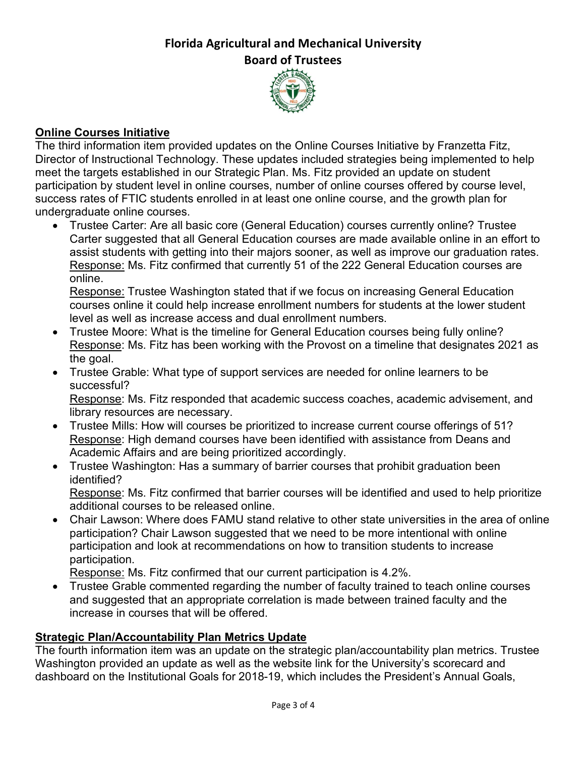# Florida Agricultural and Mechanical University
## Board of Trustees

**Online Courses Initiative**

The third information item provided updates on the Online Courses Initiative by Franzetta Fitz, Director of Instructional Technology. These updates included strategies being implemented to help meet the targets established in our Strategic Plan. Ms. Fitz provided an update on student participation by student level in online courses, number of online courses offered by course level, success rates of FTIC students enrolled in at least one online course, and the growth plan for undergraduate online courses.

- Trustee Carter: Are all basic core (General Education) courses currently online? Trustee Carter suggested that all General Education courses are made available online in an effort to assist students with getting into their majors sooner, as well as improve our graduation rates.
  Response: Ms. Fitz confirmed that currently 51 of the 222 General Education courses are online.
  Response: Trustee Washington stated that if we focus on increasing General Education courses online it could help increase enrollment numbers for students at the lower student level as well as increase access and dual enrollment numbers.
- Trustee Moore: What is the timeline for General Education courses being fully online?
  Response: Ms. Fitz has been working with the Provost on a timeline that designates 2021 as the goal.
- Trustee Grable: What type of support services are needed for online learners to be successful?
  Response: Ms. Fitz responded that academic success coaches, academic advisement, and library resources are necessary.
- Trustee Mills: How will courses be prioritized to increase current course offerings of 51?
  Response: High demand courses have been identified with assistance from Deans and Academic Affairs and are being prioritized accordingly.
- Trustee Washington: Has a summary of barrier courses that prohibit graduation been identified?
  Response: Ms. Fitz confirmed that barrier courses will be identified and used to help prioritize additional courses to be released online.
- Chair Lawson: Where does FAMU stand relative to other state universities in the area of online participation? Chair Lawson suggested that we need to be more intentional with online participation and look at recommendations on how to transition students to increase participation.
  Response: Ms. Fitz confirmed that our current participation is 4.2%.
- Trustee Grable commented regarding the number of faculty trained to teach online courses and suggested that an appropriate correlation is made between trained faculty and the increase in courses that will be offered.

**Strategic Plan/Accountability Plan Metrics Update**

The fourth information item was an update on the strategic plan/accountability plan metrics. Trustee Washington provided an update as well as the website link for the University's scorecard and dashboard on the Institutional Goals for 2018-19, which includes the President's Annual Goals,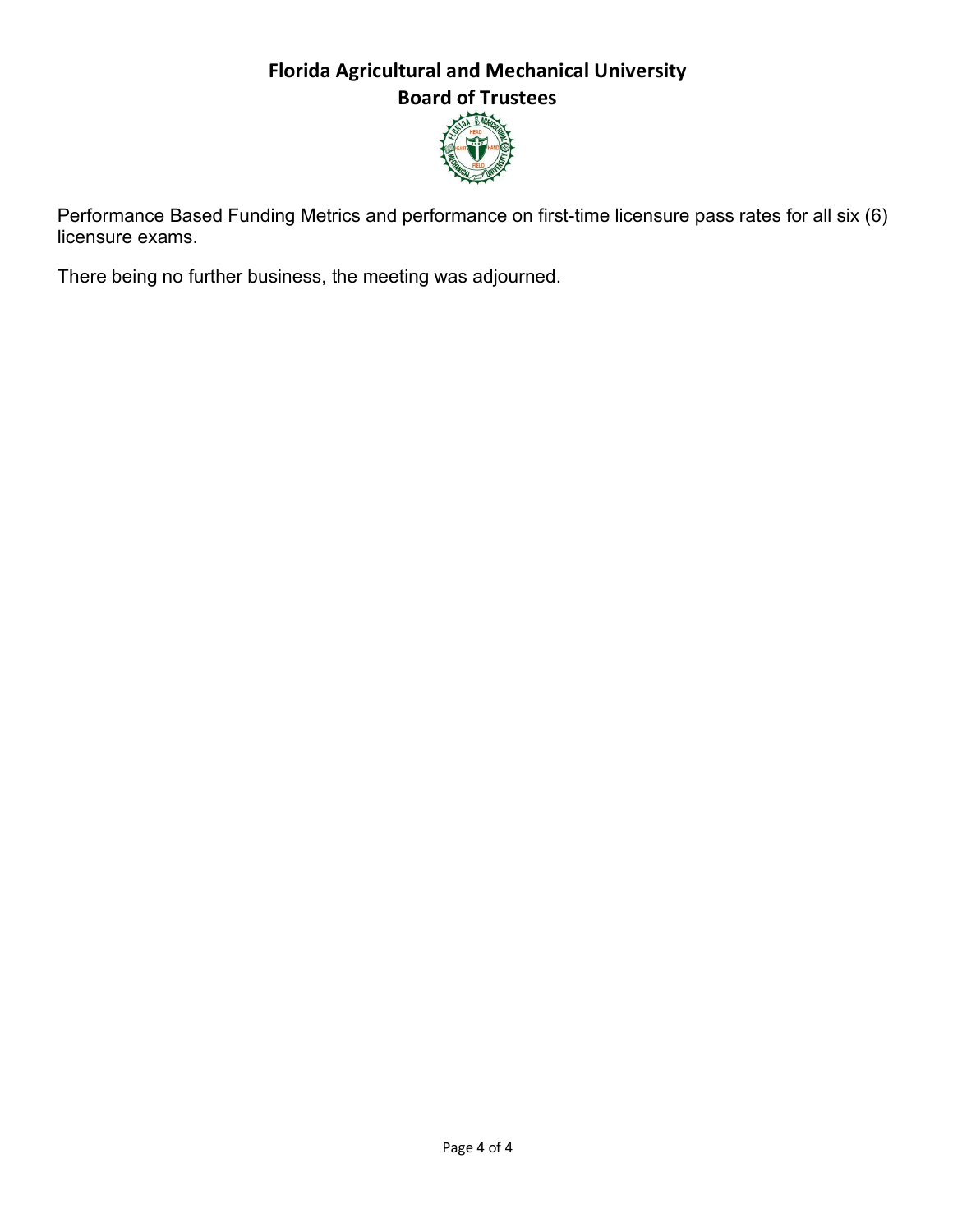Performance Based Funding Metrics and performance on first-time licensure pass rates for all six (6) licensure exams.

There being no further business, the meeting was adjourned.